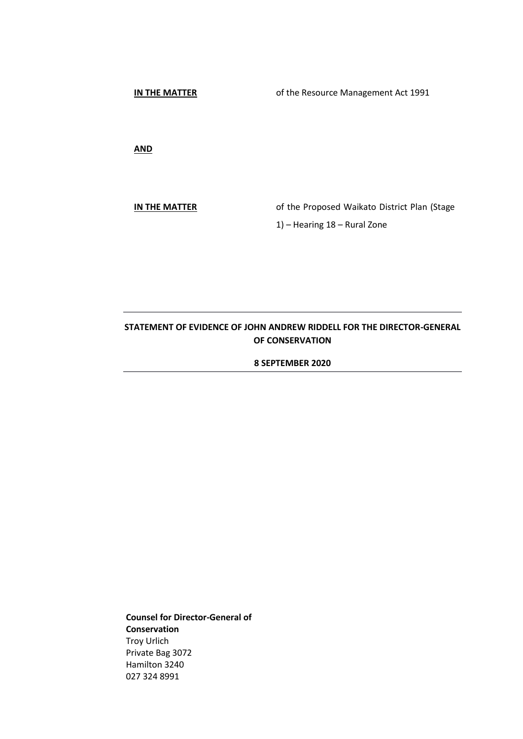**IN THE MATTER** of the Resource Management Act 1991

**AND**

**IN THE MATTER** of the Proposed Waikato District Plan (Stage 1) – Hearing 18 – Rural Zone

---

**STATEMENT OF EVIDENCE OF JOHN ANDREW RIDDELL FOR THE DIRECTOR-GENERAL OF CONSERVATION**

**8 SEPTEMBER 2020**

---

**Counsel for Director-General of Conservation**
Troy Urlich
Private Bag 3072
Hamilton 3240
027 324 8991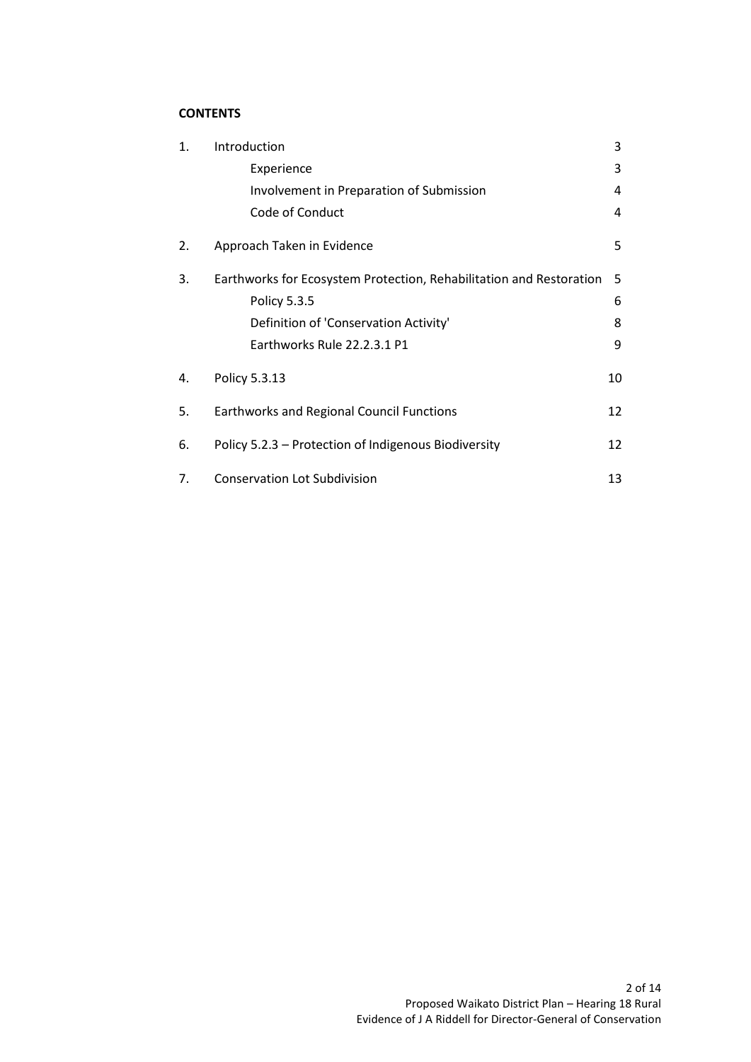**CONTENTS**

| | | |
|---|---|---|
| 1. | Introduction | 3 |
| | Experience | 3 |
| | Involvement in Preparation of Submission | 4 |
| | Code of Conduct | 4 |
| 2. | Approach Taken in Evidence | 5 |
| 3. | Earthworks for Ecosystem Protection, Rehabilitation and Restoration | 5 |
| | Policy 5.3.5 | 6 |
| | Definition of 'Conservation Activity' | 8 |
| | Earthworks Rule 22.2.3.1 P1 | 9 |
| 4. | Policy 5.3.13 | 10 |
| 5. | Earthworks and Regional Council Functions | 12 |
| 6. | Policy 5.2.3 – Protection of Indigenous Biodiversity | 12 |
| 7. | Conservation Lot Subdivision | 13 |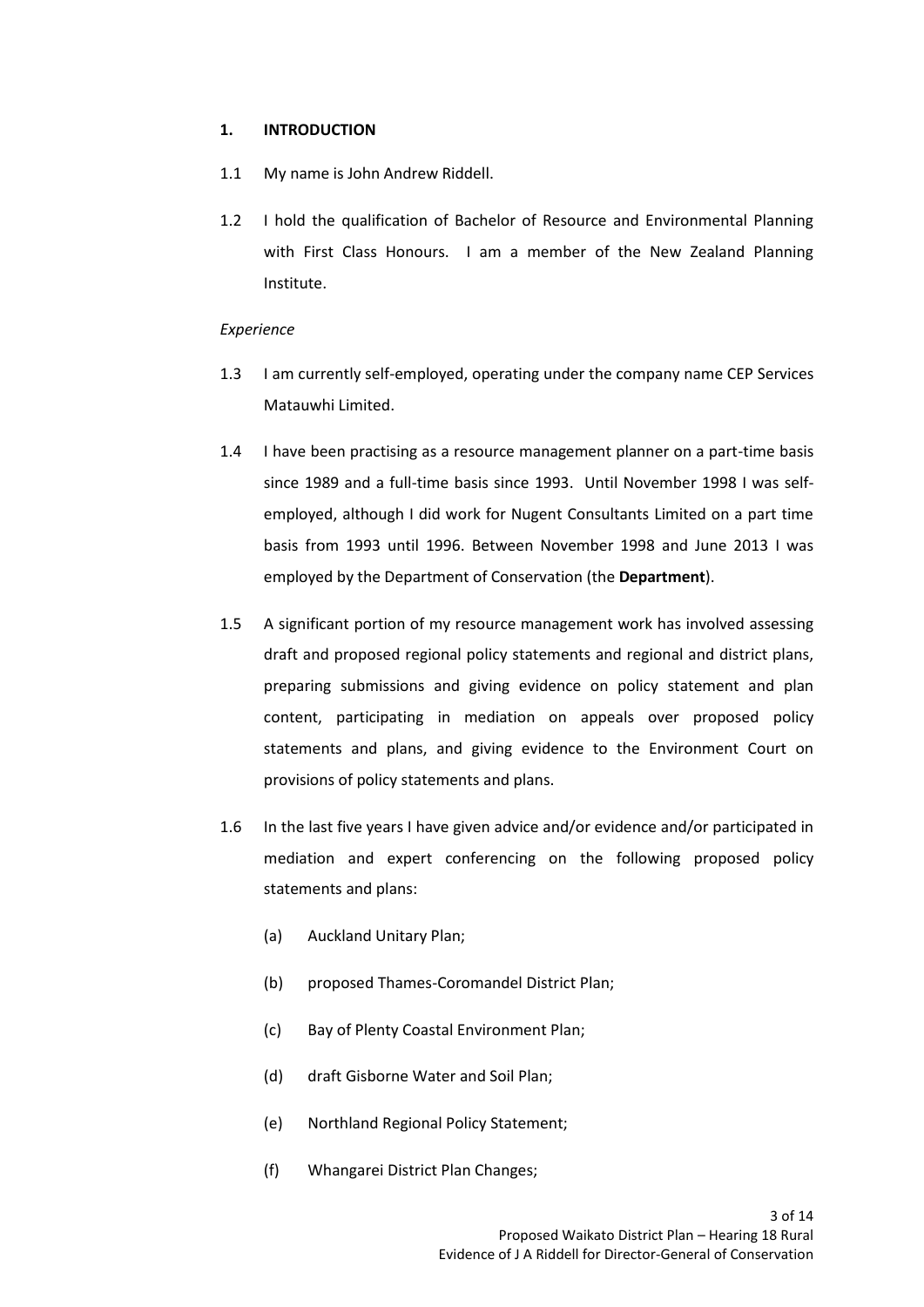## 1. INTRODUCTION

1.1 My name is John Andrew Riddell.

1.2 I hold the qualification of Bachelor of Resource and Environmental Planning with First Class Honours. I am a member of the New Zealand Planning Institute.

*Experience*

1.3 I am currently self-employed, operating under the company name CEP Services Matauwhi Limited.

1.4 I have been practising as a resource management planner on a part-time basis since 1989 and a full-time basis since 1993. Until November 1998 I was self-employed, although I did work for Nugent Consultants Limited on a part time basis from 1993 until 1996. Between November 1998 and June 2013 I was employed by the Department of Conservation (the **Department**).

1.5 A significant portion of my resource management work has involved assessing draft and proposed regional policy statements and regional and district plans, preparing submissions and giving evidence on policy statement and plan content, participating in mediation on appeals over proposed policy statements and plans, and giving evidence to the Environment Court on provisions of policy statements and plans.

1.6 In the last five years I have given advice and/or evidence and/or participated in mediation and expert conferencing on the following proposed policy statements and plans:

(a) Auckland Unitary Plan;

(b) proposed Thames-Coromandel District Plan;

(c) Bay of Plenty Coastal Environment Plan;

(d) draft Gisborne Water and Soil Plan;

(e) Northland Regional Policy Statement;

(f) Whangarei District Plan Changes;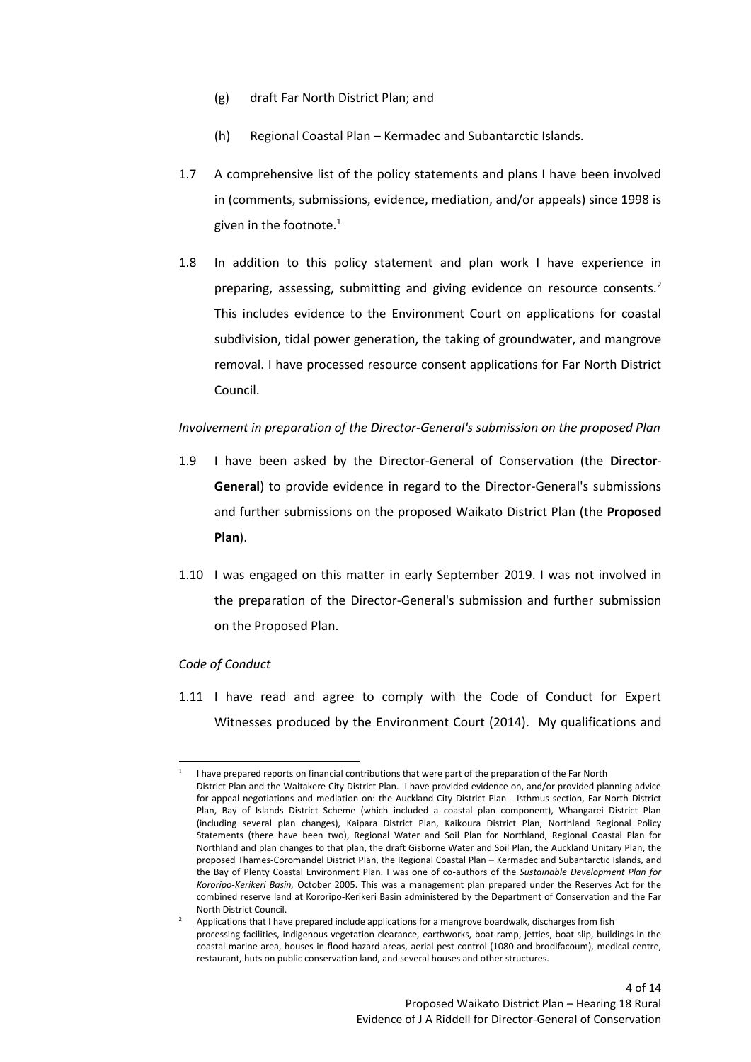(g) draft Far North District Plan; and

(h) Regional Coastal Plan – Kermadec and Subantarctic Islands.

1.7 A comprehensive list of the policy statements and plans I have been involved in (comments, submissions, evidence, mediation, and/or appeals) since 1998 is given in the footnote.[1]

1.8 In addition to this policy statement and plan work I have experience in preparing, assessing, submitting and giving evidence on resource consents.[2] This includes evidence to the Environment Court on applications for coastal subdivision, tidal power generation, the taking of groundwater, and mangrove removal. I have processed resource consent applications for Far North District Council.

*Involvement in preparation of the Director-General's submission on the proposed Plan*

1.9 I have been asked by the Director-General of Conservation (the **Director-General**) to provide evidence in regard to the Director-General's submissions and further submissions on the proposed Waikato District Plan (the **Proposed Plan**).

1.10 I was engaged on this matter in early September 2019. I was not involved in the preparation of the Director-General's submission and further submission on the Proposed Plan.

*Code of Conduct*

1.11 I have read and agree to comply with the Code of Conduct for Expert Witnesses produced by the Environment Court (2014). My qualifications and

---

[1] I have prepared reports on financial contributions that were part of the preparation of the Far North District Plan and the Waitakere City District Plan. I have provided evidence on, and/or provided planning advice for appeal negotiations and mediation on: the Auckland City District Plan - Isthmus section, Far North District Plan, Bay of Islands District Scheme (which included a coastal plan component), Whangarei District Plan (including several plan changes), Kaipara District Plan, Kaikoura District Plan, Northland Regional Policy Statements (there have been two), Regional Water and Soil Plan for Northland, Regional Coastal Plan for Northland and plan changes to that plan, the draft Gisborne Water and Soil Plan, the Auckland Unitary Plan, the proposed Thames-Coromandel District Plan, the Regional Coastal Plan – Kermadec and Subantarctic Islands, and the Bay of Plenty Coastal Environment Plan. I was one of co-authors of the *Sustainable Development Plan for Kororipo-Kerikeri Basin,* October 2005. This was a management plan prepared under the Reserves Act for the combined reserve land at Kororipo-Kerikeri Basin administered by the Department of Conservation and the Far North District Council.

[2] Applications that I have prepared include applications for a mangrove boardwalk, discharges from fish processing facilities, indigenous vegetation clearance, earthworks, boat ramp, jetties, boat slip, buildings in the coastal marine area, houses in flood hazard areas, aerial pest control (1080 and brodifacoum), medical centre, restaurant, huts on public conservation land, and several houses and other structures.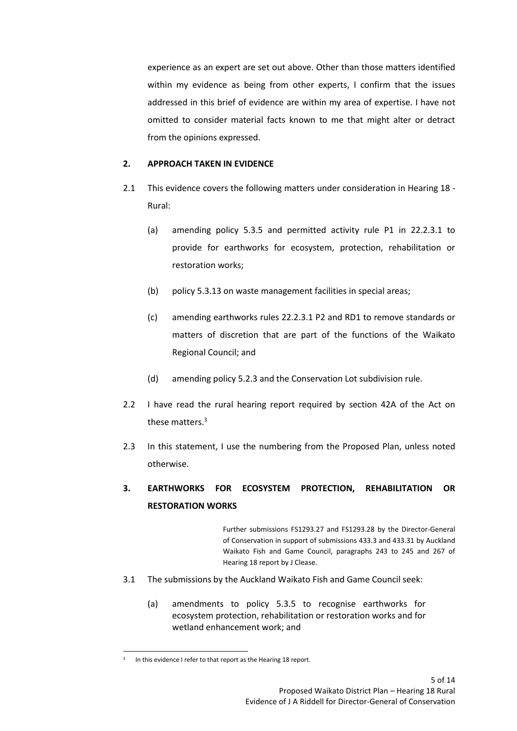experience as an expert are set out above. Other than those matters identified within my evidence as being from other experts, I confirm that the issues addressed in this brief of evidence are within my area of expertise. I have not omitted to consider material facts known to me that might alter or detract from the opinions expressed.

## 2. APPROACH TAKEN IN EVIDENCE

2.1 This evidence covers the following matters under consideration in Hearing 18 - Rural:

(a) amending policy 5.3.5 and permitted activity rule P1 in 22.2.3.1 to provide for earthworks for ecosystem, protection, rehabilitation or restoration works;

(b) policy 5.3.13 on waste management facilities in special areas;

(c) amending earthworks rules 22.2.3.1 P2 and RD1 to remove standards or matters of discretion that are part of the functions of the Waikato Regional Council; and

(d) amending policy 5.2.3 and the Conservation Lot subdivision rule.

2.2 I have read the rural hearing report required by section 42A of the Act on these matters.[3]

2.3 In this statement, I use the numbering from the Proposed Plan, unless noted otherwise.

## 3. EARTHWORKS FOR ECOSYSTEM PROTECTION, REHABILITATION OR RESTORATION WORKS

> Further submissions FS1293.27 and FS1293.28 by the Director-General of Conservation in support of submissions 433.3 and 433.31 by Auckland Waikato Fish and Game Council, paragraphs 243 to 245 and 267 of Hearing 18 report by J Clease.

3.1 The submissions by the Auckland Waikato Fish and Game Council seek:

(a) amendments to policy 5.3.5 to recognise earthworks for ecosystem protection, rehabilitation or restoration works and for wetland enhancement work; and

[3] In this evidence I refer to that report as the Hearing 18 report.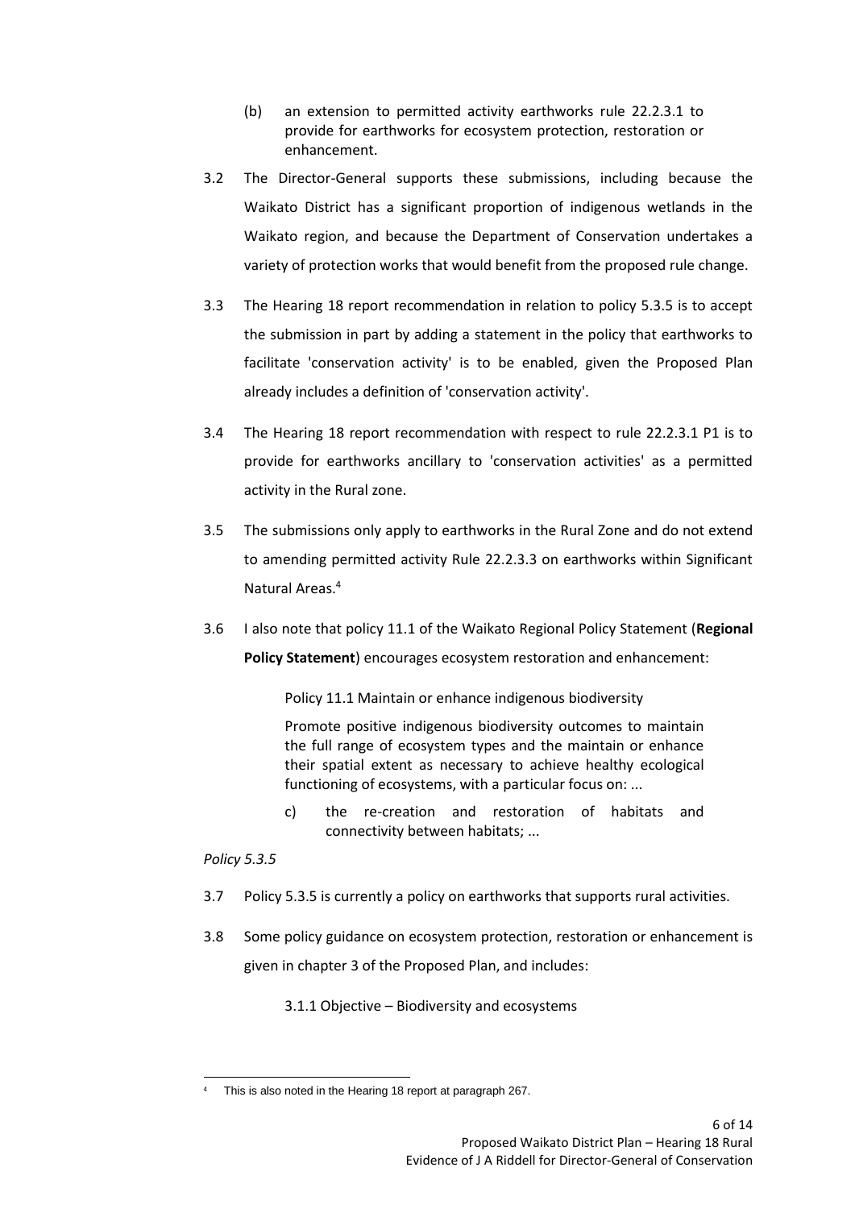(b) an extension to permitted activity earthworks rule 22.2.3.1 to provide for earthworks for ecosystem protection, restoration or enhancement.

3.2 The Director-General supports these submissions, including because the Waikato District has a significant proportion of indigenous wetlands in the Waikato region, and because the Department of Conservation undertakes a variety of protection works that would benefit from the proposed rule change.

3.3 The Hearing 18 report recommendation in relation to policy 5.3.5 is to accept the submission in part by adding a statement in the policy that earthworks to facilitate 'conservation activity' is to be enabled, given the Proposed Plan already includes a definition of 'conservation activity'.

3.4 The Hearing 18 report recommendation with respect to rule 22.2.3.1 P1 is to provide for earthworks ancillary to 'conservation activities' as a permitted activity in the Rural zone.

3.5 The submissions only apply to earthworks in the Rural Zone and do not extend to amending permitted activity Rule 22.2.3.3 on earthworks within Significant Natural Areas.[4]

3.6 I also note that policy 11.1 of the Waikato Regional Policy Statement (**Regional Policy Statement**) encourages ecosystem restoration and enhancement:

> Policy 11.1 Maintain or enhance indigenous biodiversity
>
> Promote positive indigenous biodiversity outcomes to maintain the full range of ecosystem types and the maintain or enhance their spatial extent as necessary to achieve healthy ecological functioning of ecosystems, with a particular focus on: ...
>
> c) the re-creation and restoration of habitats and connectivity between habitats; ...

*Policy 5.3.5*

3.7 Policy 5.3.5 is currently a policy on earthworks that supports rural activities.

3.8 Some policy guidance on ecosystem protection, restoration or enhancement is given in chapter 3 of the Proposed Plan, and includes:

> 3.1.1 Objective – Biodiversity and ecosystems

---

[4] This is also noted in the Hearing 18 report at paragraph 267.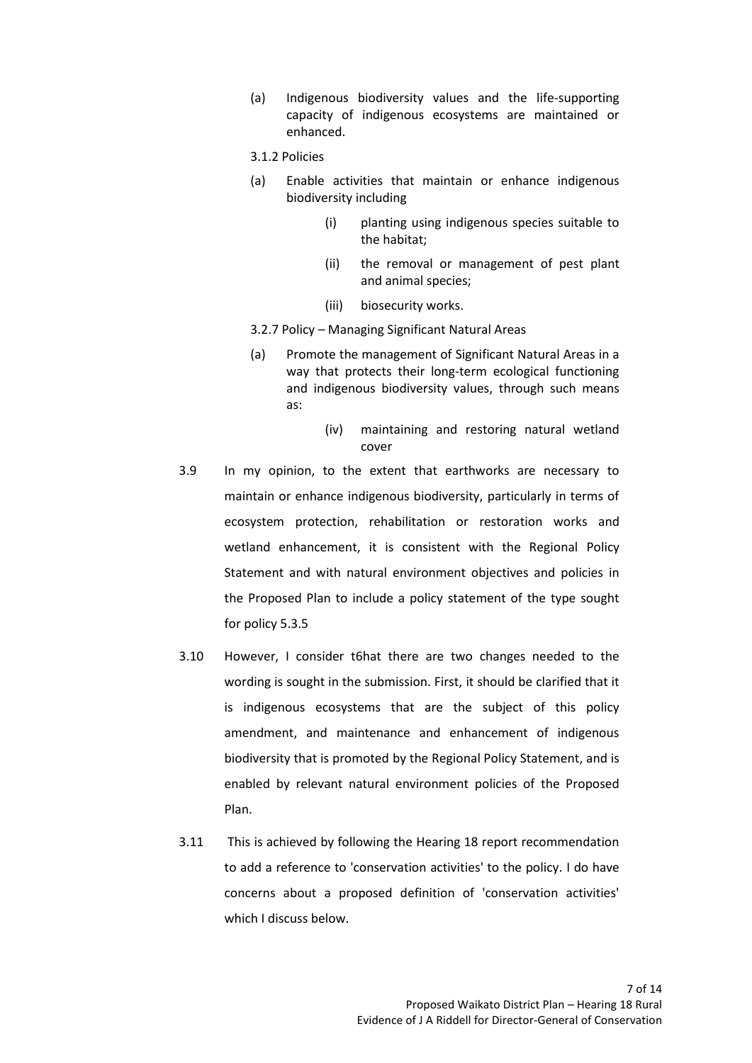(a) Indigenous biodiversity values and the life-supporting capacity of indigenous ecosystems are maintained or enhanced.

3.1.2 Policies

(a) Enable activities that maintain or enhance indigenous biodiversity including

   (i) planting using indigenous species suitable to the habitat;

   (ii) the removal or management of pest plant and animal species;

   (iii) biosecurity works.

3.2.7 Policy – Managing Significant Natural Areas

(a) Promote the management of Significant Natural Areas in a way that protects their long-term ecological functioning and indigenous biodiversity values, through such means as:

   (iv) maintaining and restoring natural wetland cover

3.9 In my opinion, to the extent that earthworks are necessary to maintain or enhance indigenous biodiversity, particularly in terms of ecosystem protection, rehabilitation or restoration works and wetland enhancement, it is consistent with the Regional Policy Statement and with natural environment objectives and policies in the Proposed Plan to include a policy statement of the type sought for policy 5.3.5

3.10 However, I consider t6hat there are two changes needed to the wording is sought in the submission. First, it should be clarified that it is indigenous ecosystems that are the subject of this policy amendment, and maintenance and enhancement of indigenous biodiversity that is promoted by the Regional Policy Statement, and is enabled by relevant natural environment policies of the Proposed Plan.

3.11 This is achieved by following the Hearing 18 report recommendation to add a reference to 'conservation activities' to the policy. I do have concerns about a proposed definition of 'conservation activities' which I discuss below.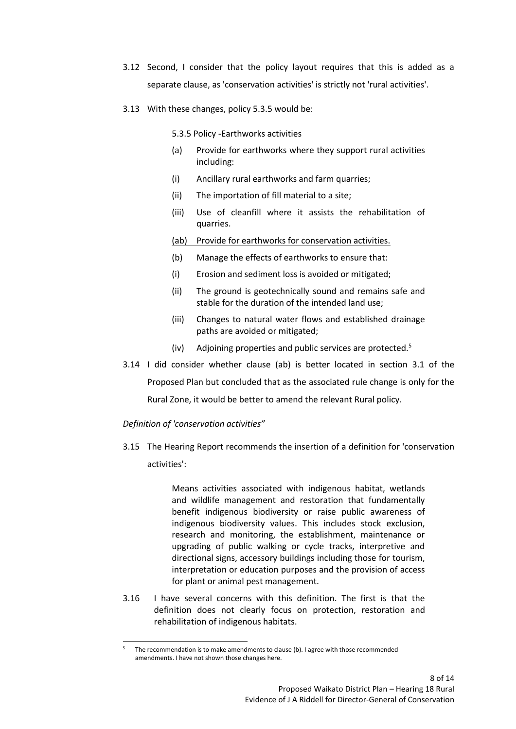3.12 Second, I consider that the policy layout requires that this is added as a separate clause, as 'conservation activities' is strictly not 'rural activities'.

3.13 With these changes, policy 5.3.5 would be:

> 5.3.5 Policy -Earthworks activities
>
> (a) Provide for earthworks where they support rural activities including:
>
> (i) Ancillary rural earthworks and farm quarries;
>
> (ii) The importation of fill material to a site;
>
> (iii) Use of cleanfill where it assists the rehabilitation of quarries.
>
> <u>(ab) Provide for earthworks for conservation activities.</u>
>
> (b) Manage the effects of earthworks to ensure that:
>
> (i) Erosion and sediment loss is avoided or mitigated;
>
> (ii) The ground is geotechnically sound and remains safe and stable for the duration of the intended land use;
>
> (iii) Changes to natural water flows and established drainage paths are avoided or mitigated;
>
> (iv) Adjoining properties and public services are protected.[5]

3.14 I did consider whether clause (ab) is better located in section 3.1 of the Proposed Plan but concluded that as the associated rule change is only for the Rural Zone, it would be better to amend the relevant Rural policy.

*Definition of 'conservation activities"*

3.15 The Hearing Report recommends the insertion of a definition for 'conservation activities':

> Means activities associated with indigenous habitat, wetlands and wildlife management and restoration that fundamentally benefit indigenous biodiversity or raise public awareness of indigenous biodiversity values. This includes stock exclusion, research and monitoring, the establishment, maintenance or upgrading of public walking or cycle tracks, interpretive and directional signs, accessory buildings including those for tourism, interpretation or education purposes and the provision of access for plant or animal pest management.

3.16 I have several concerns with this definition. The first is that the definition does not clearly focus on protection, restoration and rehabilitation of indigenous habitats.

---

[5] The recommendation is to make amendments to clause (b). I agree with those recommended amendments. I have not shown those changes here.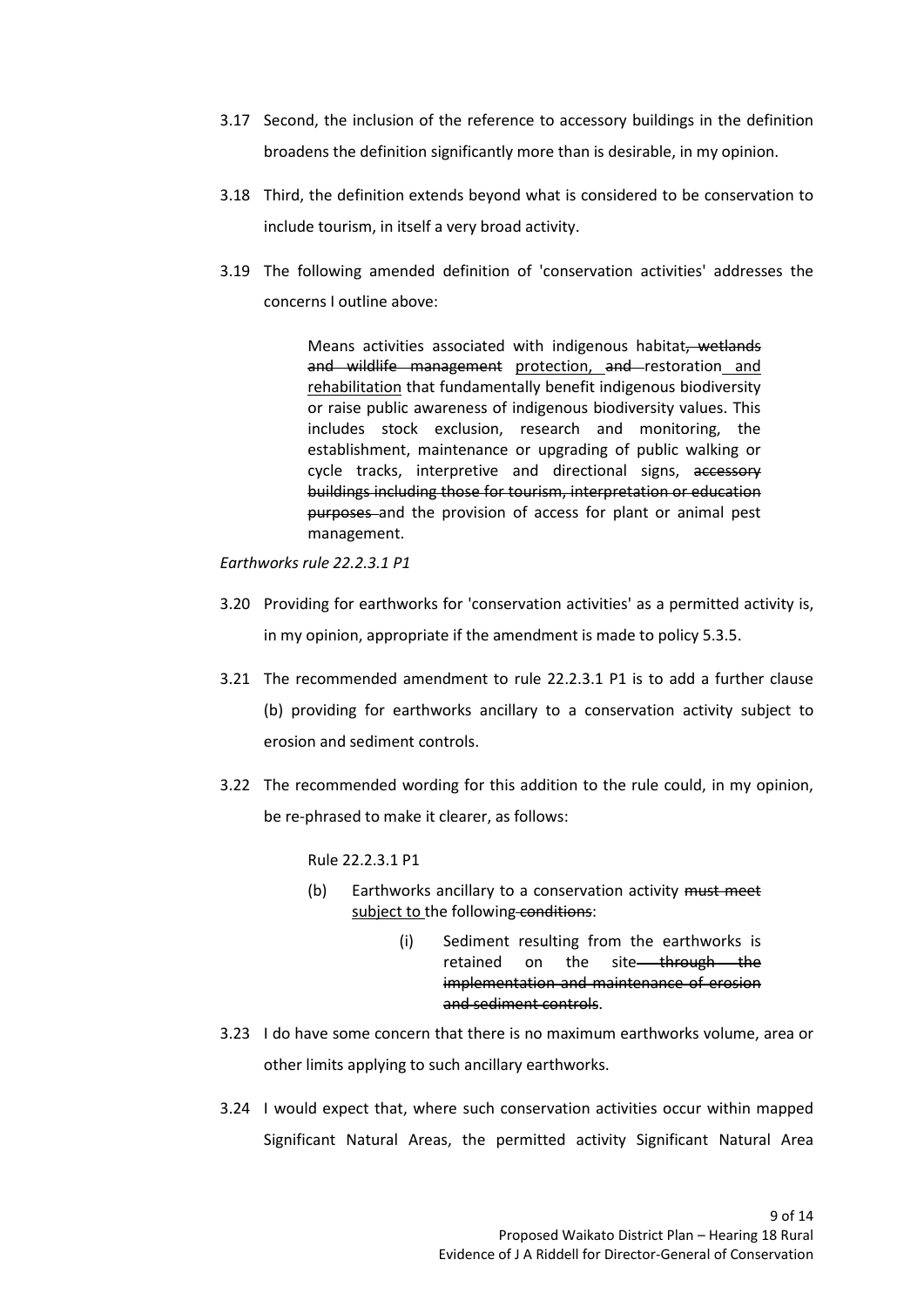3.17 Second, the inclusion of the reference to accessory buildings in the definition broadens the definition significantly more than is desirable, in my opinion.

3.18 Third, the definition extends beyond what is considered to be conservation to include tourism, in itself a very broad activity.

3.19 The following amended definition of 'conservation activities' addresses the concerns I outline above:

> Means activities associated with indigenous habitat~~, wetlands and wildlife management~~ <u>protection,</u> ~~and~~ restoration <u>and rehabilitation</u> that fundamentally benefit indigenous biodiversity or raise public awareness of indigenous biodiversity values. This includes stock exclusion, research and monitoring, the establishment, maintenance or upgrading of public walking or cycle tracks, interpretive and directional signs, ~~accessory buildings including those for tourism, interpretation or education purposes~~ and the provision of access for plant or animal pest management.

*Earthworks rule 22.2.3.1 P1*

3.20 Providing for earthworks for 'conservation activities' as a permitted activity is, in my opinion, appropriate if the amendment is made to policy 5.3.5.

3.21 The recommended amendment to rule 22.2.3.1 P1 is to add a further clause (b) providing for earthworks ancillary to a conservation activity subject to erosion and sediment controls.

3.22 The recommended wording for this addition to the rule could, in my opinion, be re-phrased to make it clearer, as follows:

> Rule 22.2.3.1 P1
>
> (b) Earthworks ancillary to a conservation activity ~~must meet~~ <u>subject to</u> the following ~~conditions~~:
>
> > (i) Sediment resulting from the earthworks is retained on the site ~~through the implementation and maintenance of erosion and sediment controls~~.

3.23 I do have some concern that there is no maximum earthworks volume, area or other limits applying to such ancillary earthworks.

3.24 I would expect that, where such conservation activities occur within mapped Significant Natural Areas, the permitted activity Significant Natural Area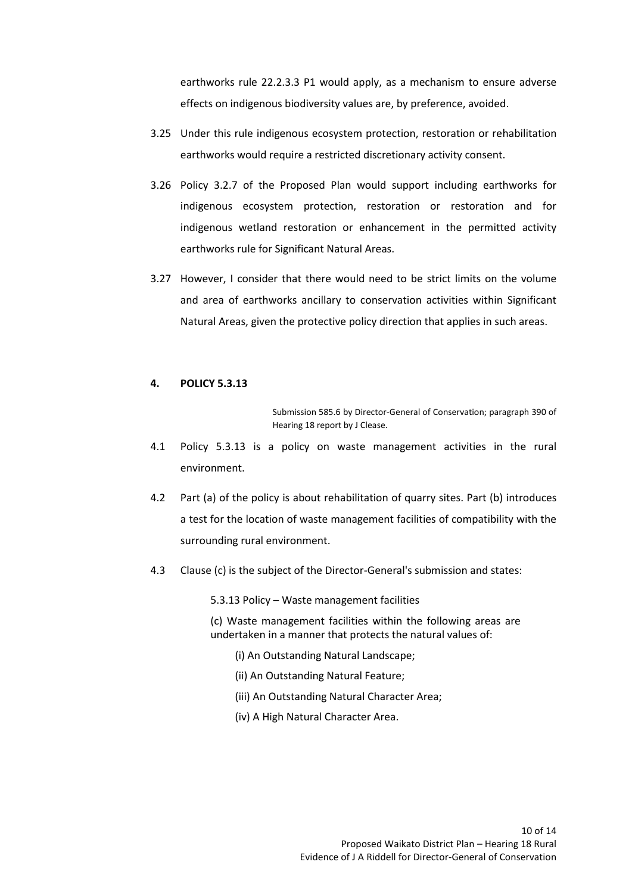earthworks rule 22.2.3.3 P1 would apply, as a mechanism to ensure adverse effects on indigenous biodiversity values are, by preference, avoided.

3.25 Under this rule indigenous ecosystem protection, restoration or rehabilitation earthworks would require a restricted discretionary activity consent.

3.26 Policy 3.2.7 of the Proposed Plan would support including earthworks for indigenous ecosystem protection, restoration or restoration and for indigenous wetland restoration or enhancement in the permitted activity earthworks rule for Significant Natural Areas.

3.27 However, I consider that there would need to be strict limits on the volume and area of earthworks ancillary to conservation activities within Significant Natural Areas, given the protective policy direction that applies in such areas.

## 4. POLICY 5.3.13

Submission 585.6 by Director-General of Conservation; paragraph 390 of Hearing 18 report by J Clease.

4.1 Policy 5.3.13 is a policy on waste management activities in the rural environment.

4.2 Part (a) of the policy is about rehabilitation of quarry sites. Part (b) introduces a test for the location of waste management facilities of compatibility with the surrounding rural environment.

4.3 Clause (c) is the subject of the Director-General's submission and states:

> 5.3.13 Policy – Waste management facilities
>
> (c) Waste management facilities within the following areas are undertaken in a manner that protects the natural values of:
>
> (i) An Outstanding Natural Landscape;
>
> (ii) An Outstanding Natural Feature;
>
> (iii) An Outstanding Natural Character Area;
>
> (iv) A High Natural Character Area.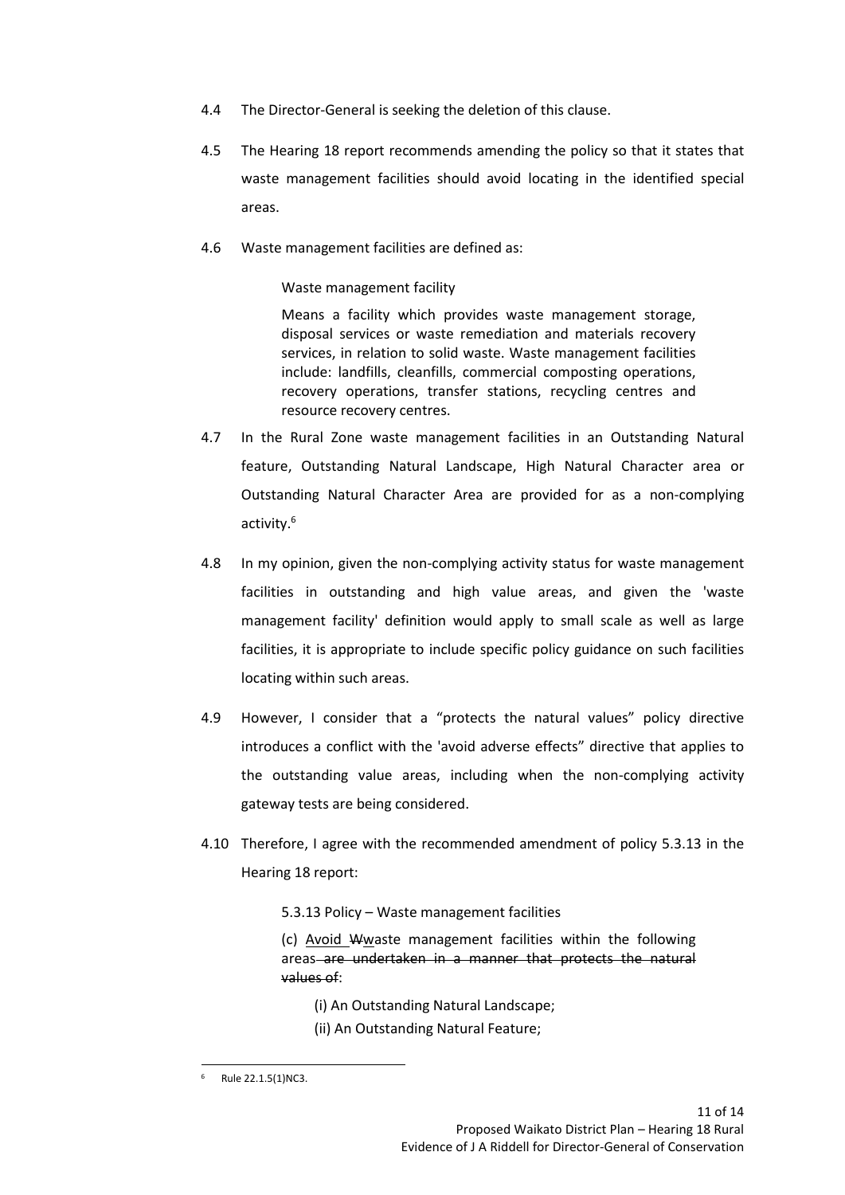4.4 The Director-General is seeking the deletion of this clause.

4.5 The Hearing 18 report recommends amending the policy so that it states that waste management facilities should avoid locating in the identified special areas.

4.6 Waste management facilities are defined as:

> Waste management facility
>
> Means a facility which provides waste management storage, disposal services or waste remediation and materials recovery services, in relation to solid waste. Waste management facilities include: landfills, cleanfills, commercial composting operations, recovery operations, transfer stations, recycling centres and resource recovery centres.

4.7 In the Rural Zone waste management facilities in an Outstanding Natural feature, Outstanding Natural Landscape, High Natural Character area or Outstanding Natural Character Area are provided for as a non-complying activity.[6]

4.8 In my opinion, given the non-complying activity status for waste management facilities in outstanding and high value areas, and given the 'waste management facility' definition would apply to small scale as well as large facilities, it is appropriate to include specific policy guidance on such facilities locating within such areas.

4.9 However, I consider that a "protects the natural values" policy directive introduces a conflict with the 'avoid adverse effects" directive that applies to the outstanding value areas, including when the non-complying activity gateway tests are being considered.

4.10 Therefore, I agree with the recommended amendment of policy 5.3.13 in the Hearing 18 report:

> 5.3.13 Policy – Waste management facilities
>
> (c) <u>Avoid </u>~~W~~<u>w</u>aste management facilities within the following areas ~~are undertaken in a manner that protects the natural values of~~:
>
> (i) An Outstanding Natural Landscape;
>
> (ii) An Outstanding Natural Feature;

---

[6] Rule 22.1.5(1)NC3.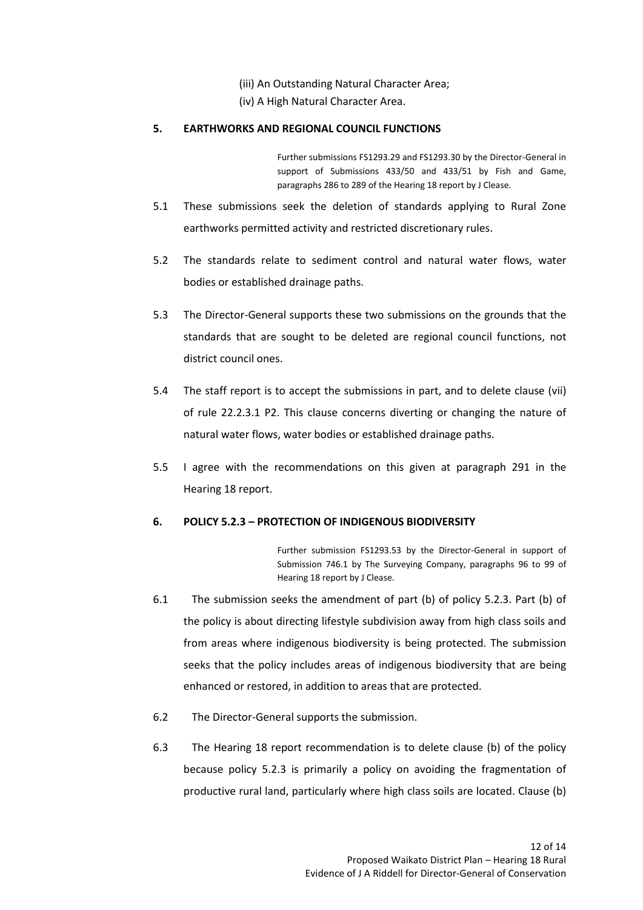(iii) An Outstanding Natural Character Area;

(iv) A High Natural Character Area.

## 5. EARTHWORKS AND REGIONAL COUNCIL FUNCTIONS

> Further submissions FS1293.29 and FS1293.30 by the Director-General in support of Submissions 433/50 and 433/51 by Fish and Game, paragraphs 286 to 289 of the Hearing 18 report by J Clease.

5.1 These submissions seek the deletion of standards applying to Rural Zone earthworks permitted activity and restricted discretionary rules.

5.2 The standards relate to sediment control and natural water flows, water bodies or established drainage paths.

5.3 The Director-General supports these two submissions on the grounds that the standards that are sought to be deleted are regional council functions, not district council ones.

5.4 The staff report is to accept the submissions in part, and to delete clause (vii) of rule 22.2.3.1 P2. This clause concerns diverting or changing the nature of natural water flows, water bodies or established drainage paths.

5.5 I agree with the recommendations on this given at paragraph 291 in the Hearing 18 report.

## 6. POLICY 5.2.3 – PROTECTION OF INDIGENOUS BIODIVERSITY

> Further submission FS1293.53 by the Director-General in support of Submission 746.1 by The Surveying Company, paragraphs 96 to 99 of Hearing 18 report by J Clease.

6.1 The submission seeks the amendment of part (b) of policy 5.2.3. Part (b) of the policy is about directing lifestyle subdivision away from high class soils and from areas where indigenous biodiversity is being protected. The submission seeks that the policy includes areas of indigenous biodiversity that are being enhanced or restored, in addition to areas that are protected.

6.2 The Director-General supports the submission.

6.3 The Hearing 18 report recommendation is to delete clause (b) of the policy because policy 5.2.3 is primarily a policy on avoiding the fragmentation of productive rural land, particularly where high class soils are located. Clause (b)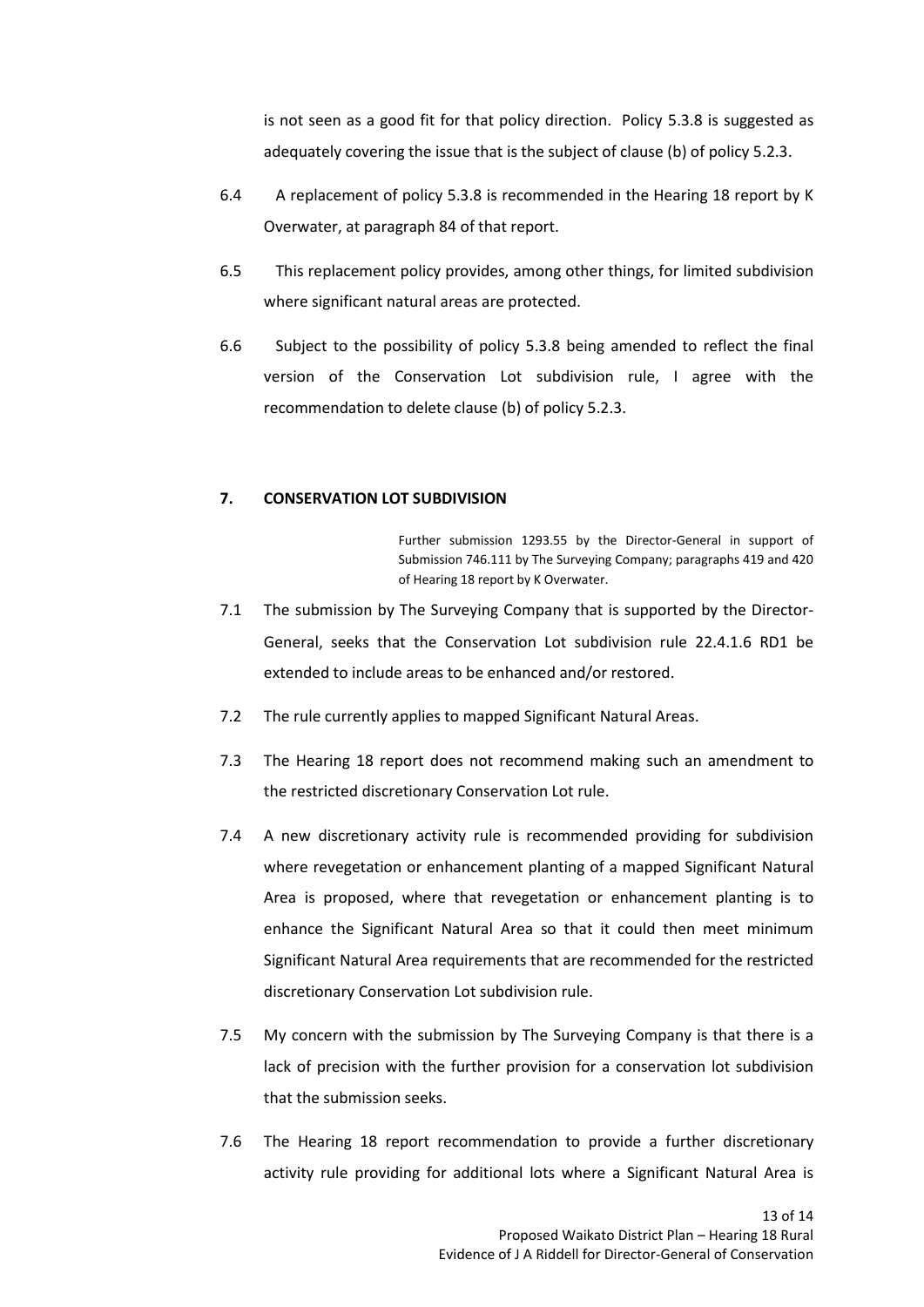is not seen as a good fit for that policy direction. Policy 5.3.8 is suggested as adequately covering the issue that is the subject of clause (b) of policy 5.2.3.

6.4 A replacement of policy 5.3.8 is recommended in the Hearing 18 report by K Overwater, at paragraph 84 of that report.

6.5 This replacement policy provides, among other things, for limited subdivision where significant natural areas are protected.

6.6 Subject to the possibility of policy 5.3.8 being amended to reflect the final version of the Conservation Lot subdivision rule, I agree with the recommendation to delete clause (b) of policy 5.2.3.

## 7. CONSERVATION LOT SUBDIVISION

Further submission 1293.55 by the Director-General in support of Submission 746.111 by The Surveying Company; paragraphs 419 and 420 of Hearing 18 report by K Overwater.

7.1 The submission by The Surveying Company that is supported by the Director-General, seeks that the Conservation Lot subdivision rule 22.4.1.6 RD1 be extended to include areas to be enhanced and/or restored.

7.2 The rule currently applies to mapped Significant Natural Areas.

7.3 The Hearing 18 report does not recommend making such an amendment to the restricted discretionary Conservation Lot rule.

7.4 A new discretionary activity rule is recommended providing for subdivision where revegetation or enhancement planting of a mapped Significant Natural Area is proposed, where that revegetation or enhancement planting is to enhance the Significant Natural Area so that it could then meet minimum Significant Natural Area requirements that are recommended for the restricted discretionary Conservation Lot subdivision rule.

7.5 My concern with the submission by The Surveying Company is that there is a lack of precision with the further provision for a conservation lot subdivision that the submission seeks.

7.6 The Hearing 18 report recommendation to provide a further discretionary activity rule providing for additional lots where a Significant Natural Area is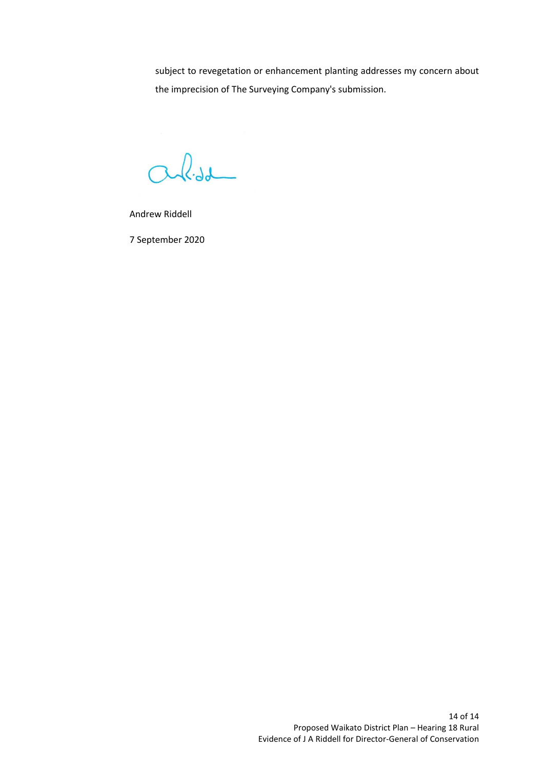subject to revegetation or enhancement planting addresses my concern about the imprecision of The Surveying Company's submission.

Andrew Riddell

7 September 2020